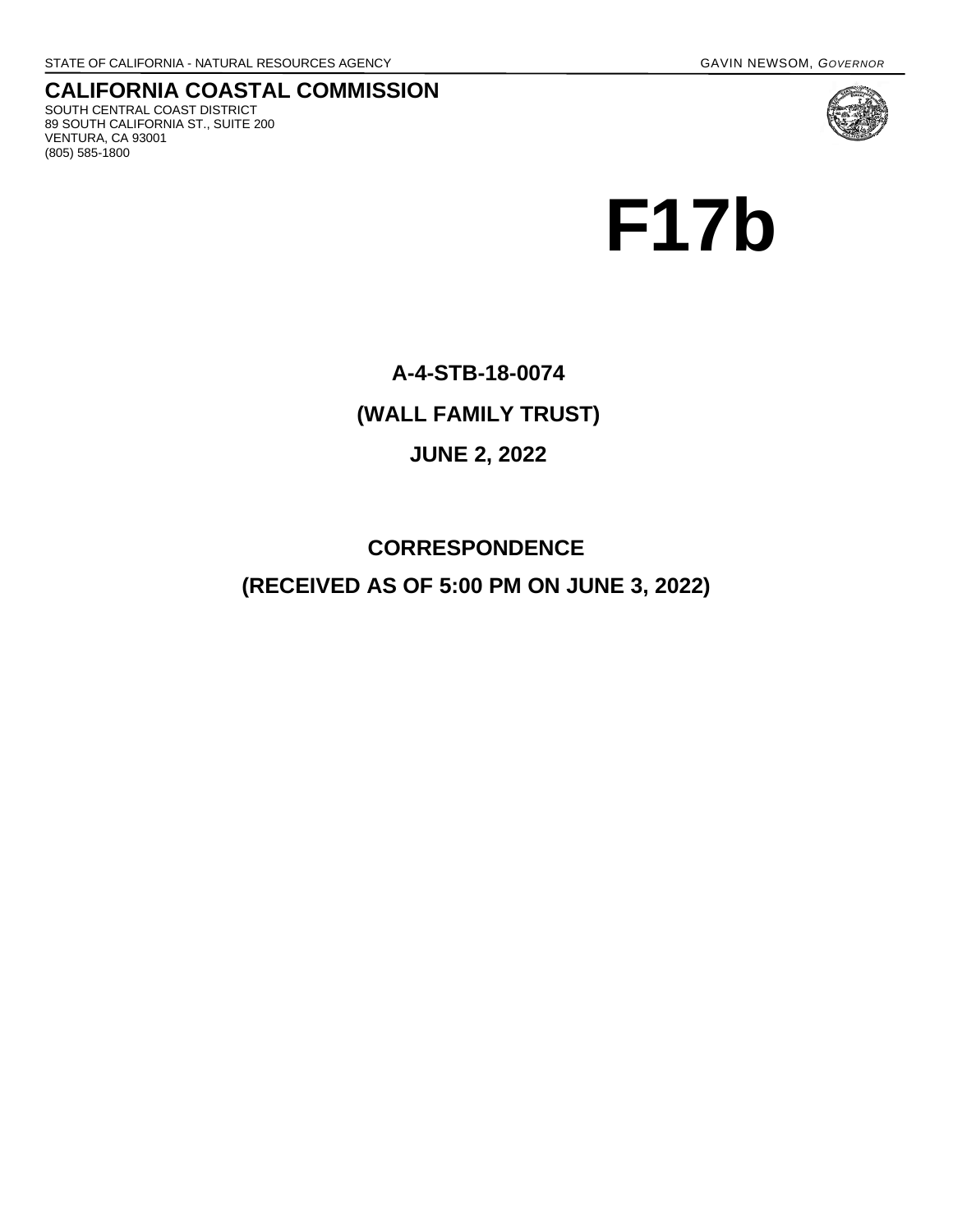STATE OF CALIFORNIA - NATURAL RESOURCES AGENCY GAVIN NEWSOM, *GOVERNOR*

# CALIFORNIA COASTAL COMMISSION

SOUTH CENTRAL COAST DISTRICT
89 SOUTH CALIFORNIA ST., SUITE 200
VENTURA, CA 93001
(805) 585-1800

# F17b

**A-4-STB-18-0074**

**(WALL FAMILY TRUST)**

**JUNE 2, 2022**

**CORRESPONDENCE**

**(RECEIVED AS OF 5:00 PM ON JUNE 3, 2022)**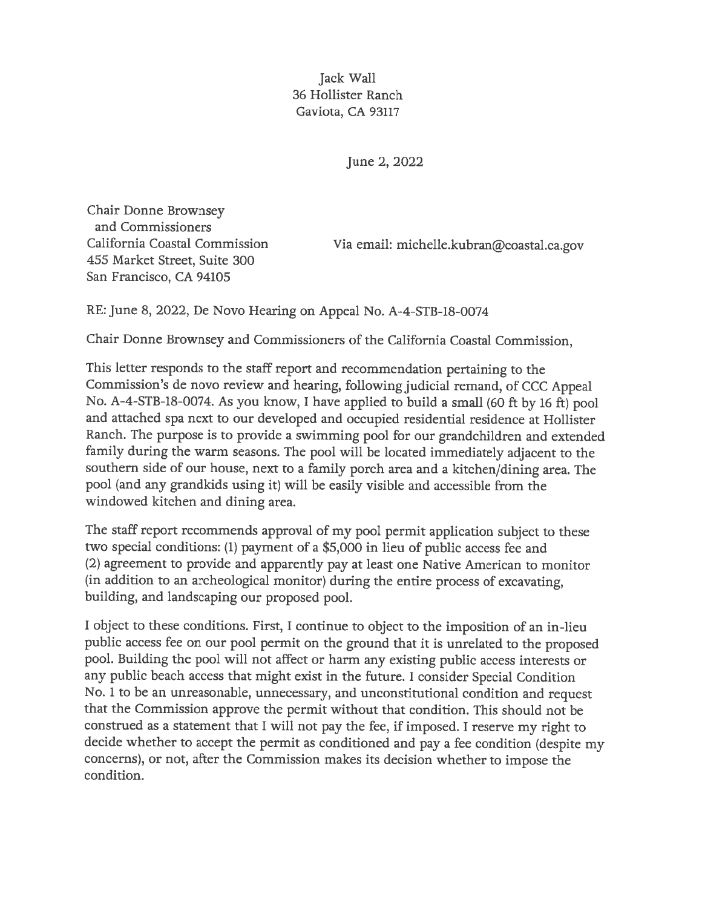Jack Wall
36 Hollister Ranch
Gaviota, CA 93117

June 2, 2022

Chair Donne Brownsey
and Commissioners
California Coastal Commission
455 Market Street, Suite 300
San Francisco, CA 94105

Via email: michelle.kubran@coastal.ca.gov

RE: June 8, 2022, De Novo Hearing on Appeal No. A-4-STB-18-0074

Chair Donne Brownsey and Commissioners of the California Coastal Commission,

This letter responds to the staff report and recommendation pertaining to the Commission's de novo review and hearing, following judicial remand, of CCC Appeal No. A-4-STB-18-0074. As you know, I have applied to build a small (60 ft by 16 ft) pool and attached spa next to our developed and occupied residential residence at Hollister Ranch. The purpose is to provide a swimming pool for our grandchildren and extended family during the warm seasons. The pool will be located immediately adjacent to the southern side of our house, next to a family porch area and a kitchen/dining area. The pool (and any grandkids using it) will be easily visible and accessible from the windowed kitchen and dining area.

The staff report recommends approval of my pool permit application subject to these two special conditions: (1) payment of a $5,000 in lieu of public access fee and (2) agreement to provide and apparently pay at least one Native American to monitor (in addition to an archeological monitor) during the entire process of excavating, building, and landscaping our proposed pool.

I object to these conditions. First, I continue to object to the imposition of an in-lieu public access fee on our pool permit on the ground that it is unrelated to the proposed pool. Building the pool will not affect or harm any existing public access interests or any public beach access that might exist in the future. I consider Special Condition No. 1 to be an unreasonable, unnecessary, and unconstitutional condition and request that the Commission approve the permit without that condition. This should not be construed as a statement that I will not pay the fee, if imposed. I reserve my right to decide whether to accept the permit as conditioned and pay a fee condition (despite my concerns), or not, after the Commission makes its decision whether to impose the condition.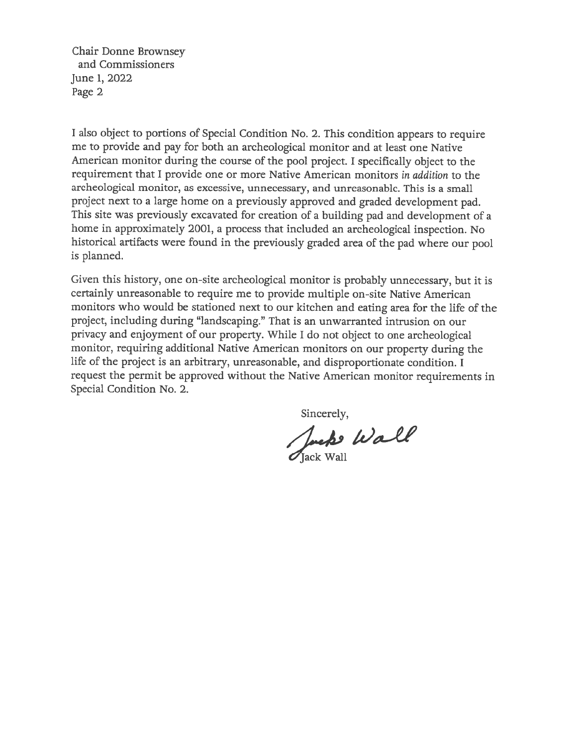Chair Donne Brownsey
and Commissioners
June 1, 2022
Page 2

I also object to portions of Special Condition No. 2. This condition appears to require me to provide and pay for both an archeological monitor and at least one Native American monitor during the course of the pool project. I specifically object to the requirement that I provide one or more Native American monitors *in addition* to the archeological monitor, as excessive, unnecessary, and unreasonable. This is a small project next to a large home on a previously approved and graded development pad. This site was previously excavated for creation of a building pad and development of a home in approximately 2001, a process that included an archeological inspection. No historical artifacts were found in the previously graded area of the pad where our pool is planned.

Given this history, one on-site archeological monitor is probably unnecessary, but it is certainly unreasonable to require me to provide multiple on-site Native American monitors who would be stationed next to our kitchen and eating area for the life of the project, including during "landscaping." That is an unwarranted intrusion on our privacy and enjoyment of our property. While I do not object to one archeological monitor, requiring additional Native American monitors on our property during the life of the project is an arbitrary, unreasonable, and disproportionate condition. I request the permit be approved without the Native American monitor requirements in Special Condition No. 2.

Sincerely,

Jack Wall

Jack Wall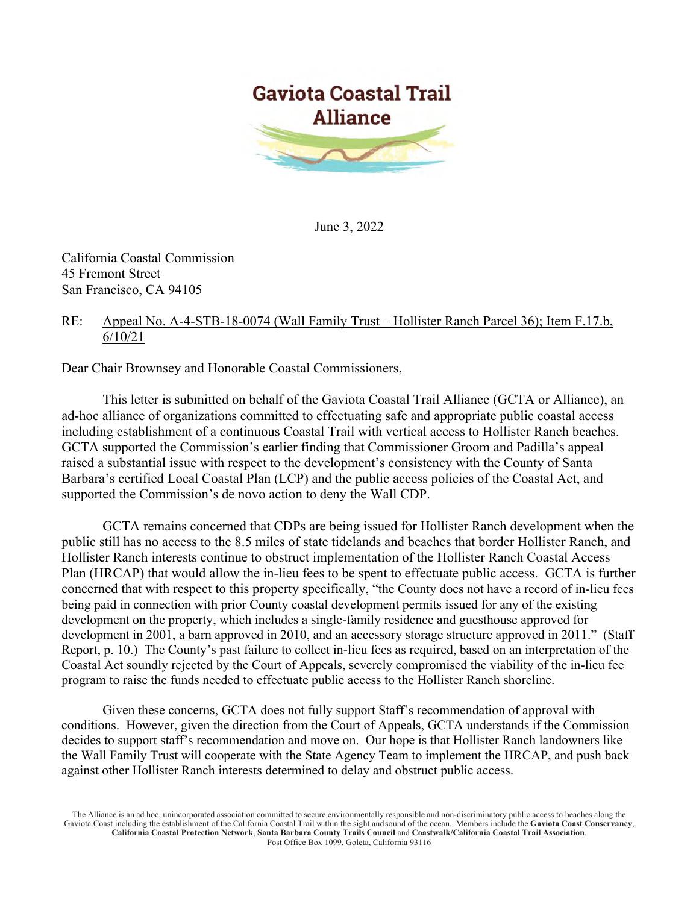# Gaviota Coastal Trail Alliance

June 3, 2022

California Coastal Commission
45 Fremont Street
San Francisco, CA 94105

RE: Appeal No. A-4-STB-18-0074 (Wall Family Trust – Hollister Ranch Parcel 36); Item F.17.b, 6/10/21

Dear Chair Brownsey and Honorable Coastal Commissioners,

This letter is submitted on behalf of the Gaviota Coastal Trail Alliance (GCTA or Alliance), an ad-hoc alliance of organizations committed to effectuating safe and appropriate public coastal access including establishment of a continuous Coastal Trail with vertical access to Hollister Ranch beaches. GCTA supported the Commission's earlier finding that Commissioner Groom and Padilla's appeal raised a substantial issue with respect to the development's consistency with the County of Santa Barbara's certified Local Coastal Plan (LCP) and the public access policies of the Coastal Act, and supported the Commission's de novo action to deny the Wall CDP.

GCTA remains concerned that CDPs are being issued for Hollister Ranch development when the public still has no access to the 8.5 miles of state tidelands and beaches that border Hollister Ranch, and Hollister Ranch interests continue to obstruct implementation of the Hollister Ranch Coastal Access Plan (HRCAP) that would allow the in-lieu fees to be spent to effectuate public access. GCTA is further concerned that with respect to this property specifically, "the County does not have a record of in-lieu fees being paid in connection with prior County coastal development permits issued for any of the existing development on the property, which includes a single-family residence and guesthouse approved for development in 2001, a barn approved in 2010, and an accessory storage structure approved in 2011." (Staff Report, p. 10.) The County's past failure to collect in-lieu fees as required, based on an interpretation of the Coastal Act soundly rejected by the Court of Appeals, severely compromised the viability of the in-lieu fee program to raise the funds needed to effectuate public access to the Hollister Ranch shoreline.

Given these concerns, GCTA does not fully support Staff's recommendation of approval with conditions. However, given the direction from the Court of Appeals, GCTA understands if the Commission decides to support staff's recommendation and move on. Our hope is that Hollister Ranch landowners like the Wall Family Trust will cooperate with the State Agency Team to implement the HRCAP, and push back against other Hollister Ranch interests determined to delay and obstruct public access.

The Alliance is an ad hoc, unincorporated association committed to secure environmentally responsible and non-discriminatory public access to beaches along the Gaviota Coast including the establishment of the California Coastal Trail within the sight and sound of the ocean. Members include the **Gaviota Coast Conservancy**, **California Coastal Protection Network**, **Santa Barbara County Trails Council** and **Coastwalk/California Coastal Trail Association**.
Post Office Box 1099, Goleta, California 93116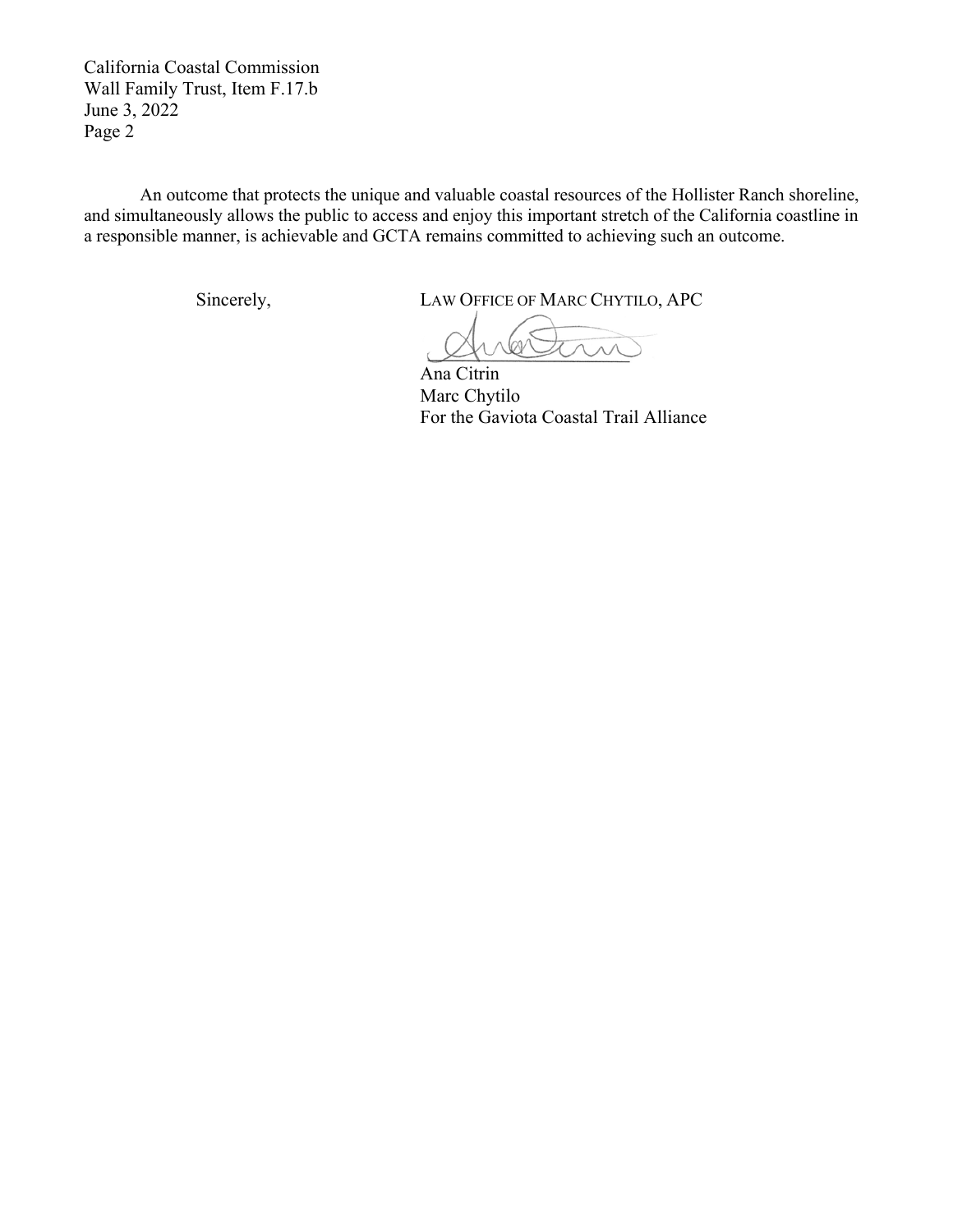An outcome that protects the unique and valuable coastal resources of the Hollister Ranch shoreline, and simultaneously allows the public to access and enjoy this important stretch of the California coastline in a responsible manner, is achievable and GCTA remains committed to achieving such an outcome.

Sincerely,

LAW OFFICE OF MARC CHYTILO, APC

Ana Citrin
Marc Chytilo
For the Gaviota Coastal Trail Alliance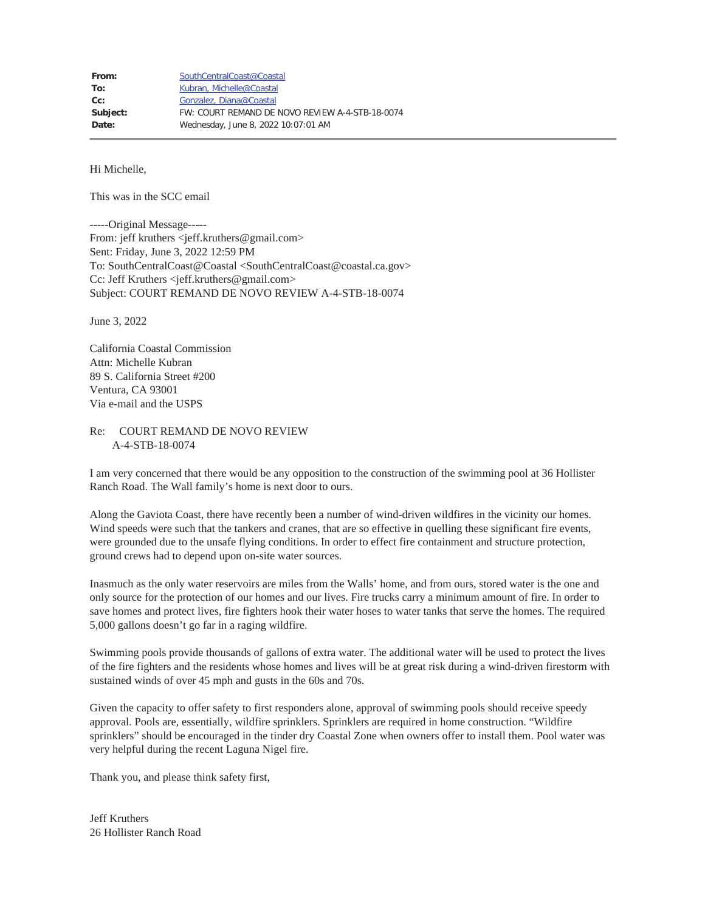| | |
|---|---|
| **From:** | SouthCentralCoast@Coastal |
| **To:** | Kubran, Michelle@Coastal |
| **Cc:** | Gonzalez, Diana@Coastal |
| **Subject:** | FW: COURT REMAND DE NOVO REVIEW A-4-STB-18-0074 |
| **Date:** | Wednesday, June 8, 2022 10:07:01 AM |

Hi Michelle,

This was in the SCC email

-----Original Message-----
From: jeff kruthers <jeff.kruthers@gmail.com>
Sent: Friday, June 3, 2022 12:59 PM
To: SouthCentralCoast@Coastal <SouthCentralCoast@coastal.ca.gov>
Cc: Jeff Kruthers <jeff.kruthers@gmail.com>
Subject: COURT REMAND DE NOVO REVIEW A-4-STB-18-0074

June 3, 2022

California Coastal Commission
Attn: Michelle Kubran
89 S. California Street #200
Ventura, CA 93001
Via e-mail and the USPS

Re: COURT REMAND DE NOVO REVIEW
A-4-STB-18-0074

I am very concerned that there would be any opposition to the construction of the swimming pool at 36 Hollister Ranch Road. The Wall family's home is next door to ours.

Along the Gaviota Coast, there have recently been a number of wind-driven wildfires in the vicinity our homes. Wind speeds were such that the tankers and cranes, that are so effective in quelling these significant fire events, were grounded due to the unsafe flying conditions. In order to effect fire containment and structure protection, ground crews had to depend upon on-site water sources.

Inasmuch as the only water reservoirs are miles from the Walls' home, and from ours, stored water is the one and only source for the protection of our homes and our lives. Fire trucks carry a minimum amount of fire. In order to save homes and protect lives, fire fighters hook their water hoses to water tanks that serve the homes. The required 5,000 gallons doesn't go far in a raging wildfire.

Swimming pools provide thousands of gallons of extra water. The additional water will be used to protect the lives of the fire fighters and the residents whose homes and lives will be at great risk during a wind-driven firestorm with sustained winds of over 45 mph and gusts in the 60s and 70s.

Given the capacity to offer safety to first responders alone, approval of swimming pools should receive speedy approval. Pools are, essentially, wildfire sprinklers. Sprinklers are required in home construction. "Wildfire sprinklers" should be encouraged in the tinder dry Coastal Zone when owners offer to install them. Pool water was very helpful during the recent Laguna Nigel fire.

Thank you, and please think safety first,

Jeff Kruthers
26 Hollister Ranch Road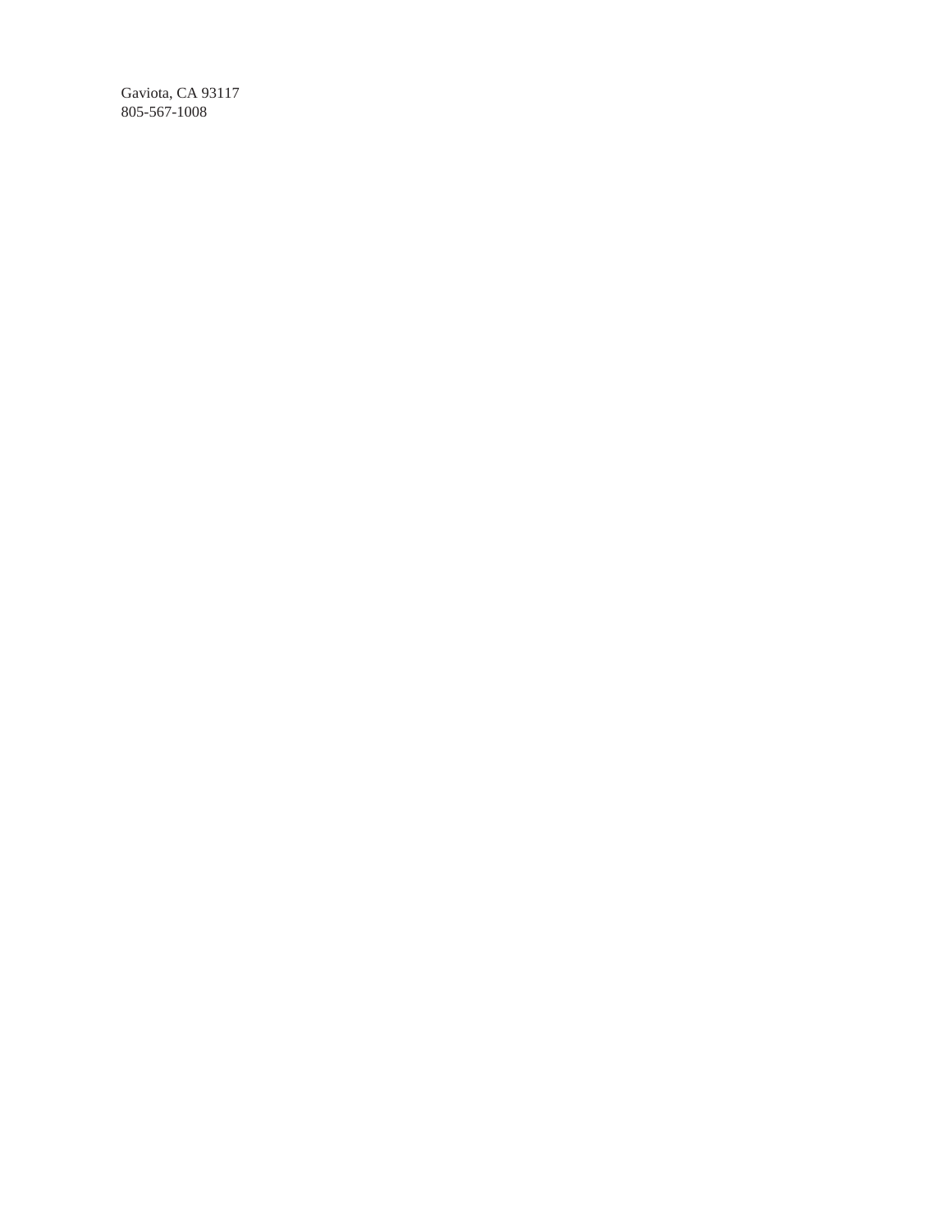Gaviota, CA 93117
805-567-1008